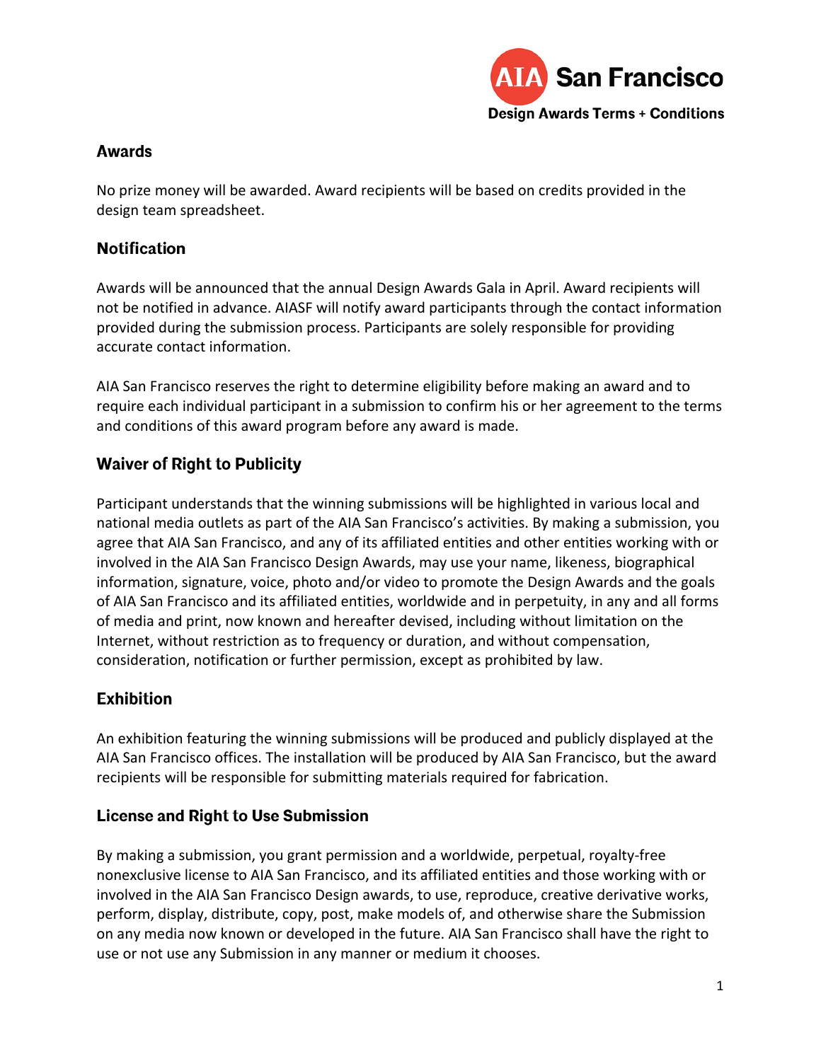AIA San Francisco

Design Awards Terms + Conditions

## Awards

No prize money will be awarded. Award recipients will be based on credits provided in the design team spreadsheet.

## Notification

Awards will be announced that the annual Design Awards Gala in April. Award recipients will not be notified in advance. AIASF will notify award participants through the contact information provided during the submission process. Participants are solely responsible for providing accurate contact information.

AIA San Francisco reserves the right to determine eligibility before making an award and to require each individual participant in a submission to confirm his or her agreement to the terms and conditions of this award program before any award is made.

## Waiver of Right to Publicity

Participant understands that the winning submissions will be highlighted in various local and national media outlets as part of the AIA San Francisco's activities. By making a submission, you agree that AIA San Francisco, and any of its affiliated entities and other entities working with or involved in the AIA San Francisco Design Awards, may use your name, likeness, biographical information, signature, voice, photo and/or video to promote the Design Awards and the goals of AIA San Francisco and its affiliated entities, worldwide and in perpetuity, in any and all forms of media and print, now known and hereafter devised, including without limitation on the Internet, without restriction as to frequency or duration, and without compensation, consideration, notification or further permission, except as prohibited by law.

## Exhibition

An exhibition featuring the winning submissions will be produced and publicly displayed at the AIA San Francisco offices. The installation will be produced by AIA San Francisco, but the award recipients will be responsible for submitting materials required for fabrication.

## License and Right to Use Submission

By making a submission, you grant permission and a worldwide, perpetual, royalty-free nonexclusive license to AIA San Francisco, and its affiliated entities and those working with or involved in the AIA San Francisco Design awards, to use, reproduce, creative derivative works, perform, display, distribute, copy, post, make models of, and otherwise share the Submission on any media now known or developed in the future. AIA San Francisco shall have the right to use or not use any Submission in any manner or medium it chooses.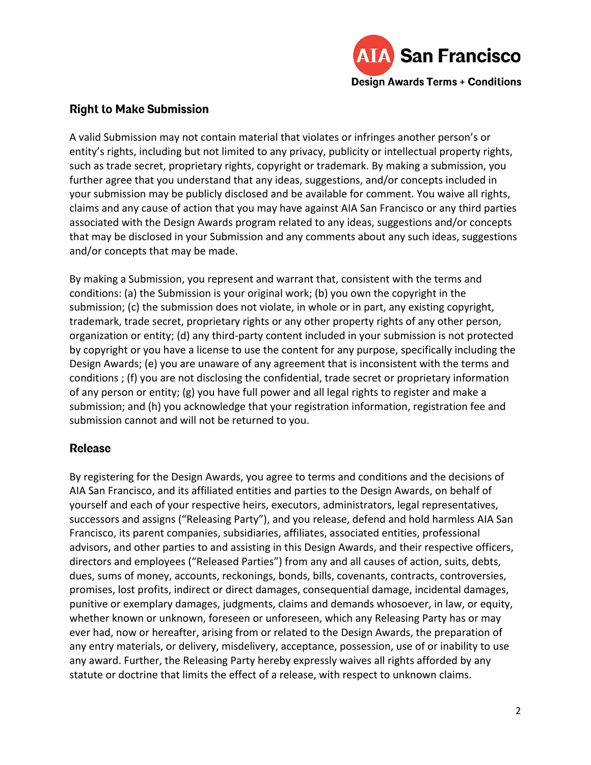## Right to Make Submission

A valid Submission may not contain material that violates or infringes another person's or entity's rights, including but not limited to any privacy, publicity or intellectual property rights, such as trade secret, proprietary rights, copyright or trademark. By making a submission, you further agree that you understand that any ideas, suggestions, and/or concepts included in your submission may be publicly disclosed and be available for comment. You waive all rights, claims and any cause of action that you may have against AIA San Francisco or any third parties associated with the Design Awards program related to any ideas, suggestions and/or concepts that may be disclosed in your Submission and any comments about any such ideas, suggestions and/or concepts that may be made.

By making a Submission, you represent and warrant that, consistent with the terms and conditions: (a) the Submission is your original work; (b) you own the copyright in the submission; (c) the submission does not violate, in whole or in part, any existing copyright, trademark, trade secret, proprietary rights or any other property rights of any other person, organization or entity; (d) any third-party content included in your submission is not protected by copyright or you have a license to use the content for any purpose, specifically including the Design Awards; (e) you are unaware of any agreement that is inconsistent with the terms and conditions ; (f) you are not disclosing the confidential, trade secret or proprietary information of any person or entity; (g) you have full power and all legal rights to register and make a submission; and (h) you acknowledge that your registration information, registration fee and submission cannot and will not be returned to you.

## Release

By registering for the Design Awards, you agree to terms and conditions and the decisions of AIA San Francisco, and its affiliated entities and parties to the Design Awards, on behalf of yourself and each of your respective heirs, executors, administrators, legal representatives, successors and assigns ("Releasing Party"), and you release, defend and hold harmless AIA San Francisco, its parent companies, subsidiaries, affiliates, associated entities, professional advisors, and other parties to and assisting in this Design Awards, and their respective officers, directors and employees ("Released Parties") from any and all causes of action, suits, debts, dues, sums of money, accounts, reckonings, bonds, bills, covenants, contracts, controversies, promises, lost profits, indirect or direct damages, consequential damage, incidental damages, punitive or exemplary damages, judgments, claims and demands whosoever, in law, or equity, whether known or unknown, foreseen or unforeseen, which any Releasing Party has or may ever had, now or hereafter, arising from or related to the Design Awards, the preparation of any entry materials, or delivery, misdelivery, acceptance, possession, use of or inability to use any award. Further, the Releasing Party hereby expressly waives all rights afforded by any statute or doctrine that limits the effect of a release, with respect to unknown claims.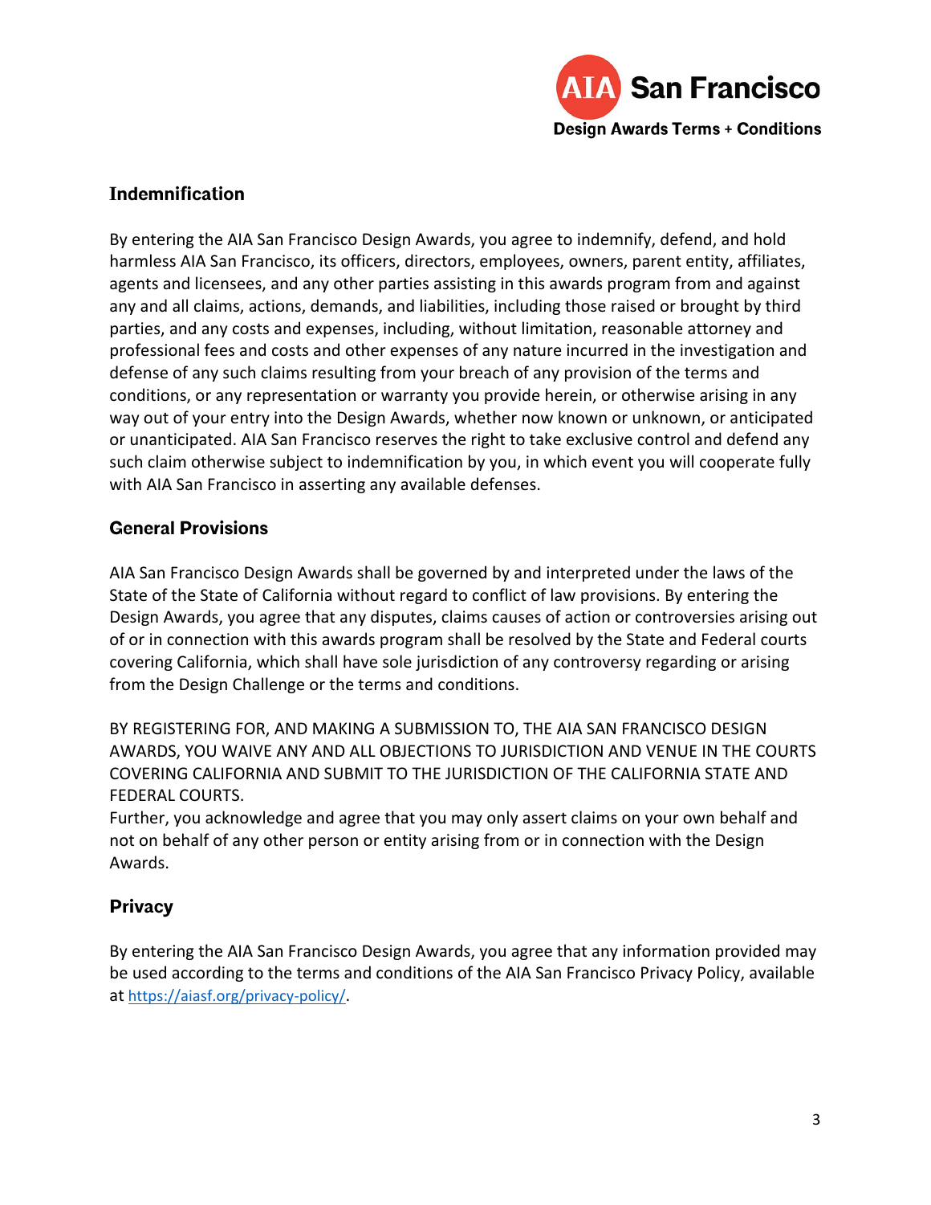## Indemnification

By entering the AIA San Francisco Design Awards, you agree to indemnify, defend, and hold harmless AIA San Francisco, its officers, directors, employees, owners, parent entity, affiliates, agents and licensees, and any other parties assisting in this awards program from and against any and all claims, actions, demands, and liabilities, including those raised or brought by third parties, and any costs and expenses, including, without limitation, reasonable attorney and professional fees and costs and other expenses of any nature incurred in the investigation and defense of any such claims resulting from your breach of any provision of the terms and conditions, or any representation or warranty you provide herein, or otherwise arising in any way out of your entry into the Design Awards, whether now known or unknown, or anticipated or unanticipated. AIA San Francisco reserves the right to take exclusive control and defend any such claim otherwise subject to indemnification by you, in which event you will cooperate fully with AIA San Francisco in asserting any available defenses.

## General Provisions

AIA San Francisco Design Awards shall be governed by and interpreted under the laws of the State of the State of California without regard to conflict of law provisions. By entering the Design Awards, you agree that any disputes, claims causes of action or controversies arising out of or in connection with this awards program shall be resolved by the State and Federal courts covering California, which shall have sole jurisdiction of any controversy regarding or arising from the Design Challenge or the terms and conditions.

BY REGISTERING FOR, AND MAKING A SUBMISSION TO, THE AIA SAN FRANCISCO DESIGN AWARDS, YOU WAIVE ANY AND ALL OBJECTIONS TO JURISDICTION AND VENUE IN THE COURTS COVERING CALIFORNIA AND SUBMIT TO THE JURISDICTION OF THE CALIFORNIA STATE AND FEDERAL COURTS.
Further, you acknowledge and agree that you may only assert claims on your own behalf and not on behalf of any other person or entity arising from or in connection with the Design Awards.

## Privacy

By entering the AIA San Francisco Design Awards, you agree that any information provided may be used according to the terms and conditions of the AIA San Francisco Privacy Policy, available at https://aiasf.org/privacy-policy/.